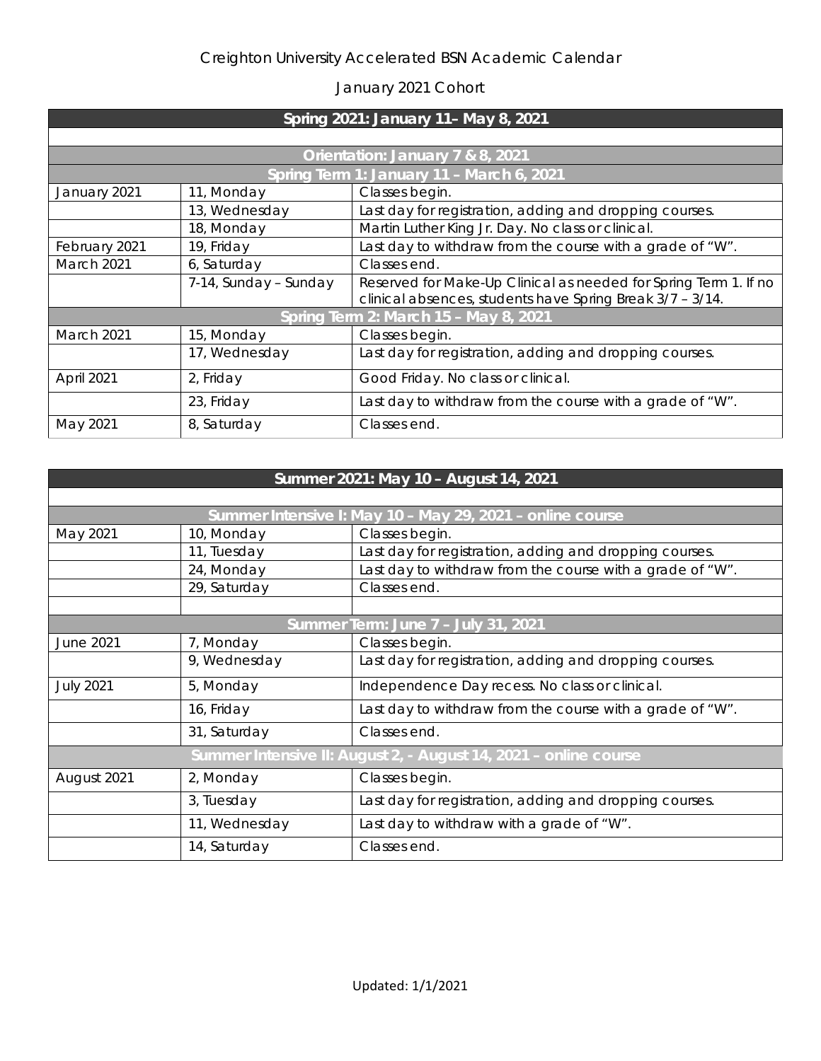Creighton University Accelerated BSN Academic Calendar

January 2021 Cohort

| Spring 2021: January 11– May 8, 2021 | | |
|---|---|---|
| | | |
| Orientation: January 7 & 8, 2021 | | |
| Spring Term 1: January 11 – March 6, 2021 | | |
| January 2021 | 11, Monday | Classes begin. |
| | 13, Wednesday | Last day for registration, adding and dropping courses. |
| | 18, Monday | Martin Luther King Jr. Day. No class or clinical. |
| February 2021 | 19, Friday | Last day to withdraw from the course with a grade of "W". |
| March 2021 | 6, Saturday | Classes end. |
| | 7-14, Sunday – Sunday | Reserved for Make-Up Clinical as needed for Spring Term 1. If no clinical absences, students have Spring Break 3/7 – 3/14. |
| Spring Term 2: March 15 – May 8, 2021 | | |
| March 2021 | 15, Monday | Classes begin. |
| | 17, Wednesday | Last day for registration, adding and dropping courses. |
| April 2021 | 2, Friday | Good Friday. No class or clinical. |
| | 23, Friday | Last day to withdraw from the course with a grade of "W". |
| May 2021 | 8, Saturday | Classes end. |

| Summer 2021: May 10 – August 14, 2021 | | |
|---|---|---|
| | | |
| Summer Intensive I: May 10 – May 29, 2021 – online course | | |
| May 2021 | 10, Monday | Classes begin. |
| | 11, Tuesday | Last day for registration, adding and dropping courses. |
| | 24, Monday | Last day to withdraw from the course with a grade of "W". |
| | 29, Saturday | Classes end. |
| | | |
| Summer Term: June 7 – July 31, 2021 | | |
| June 2021 | 7, Monday | Classes begin. |
| | 9, Wednesday | Last day for registration, adding and dropping courses. |
| July 2021 | 5, Monday | Independence Day recess. No class or clinical. |
| | 16, Friday | Last day to withdraw from the course with a grade of "W". |
| | 31, Saturday | Classes end. |
| Summer Intensive II: August 2, - August 14, 2021 – online course | | |
| August 2021 | 2, Monday | Classes begin. |
| | 3, Tuesday | Last day for registration, adding and dropping courses. |
| | 11, Wednesday | Last day to withdraw with a grade of "W". |
| | 14, Saturday | Classes end. |

Updated: 1/1/2021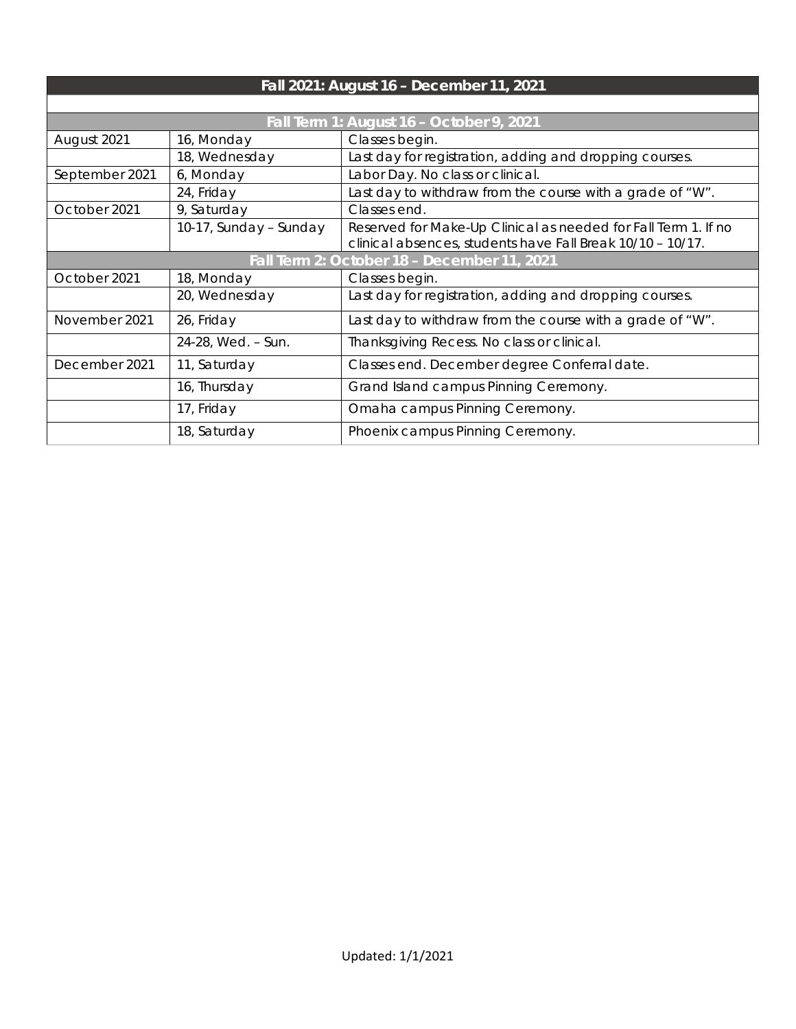| Fall 2021: August 16 – December 11, 2021 | | |
|---|---|---|
| | | |
| **Fall Term 1: August 16 – October 9, 2021** | | |
| August 2021 | 16, Monday | Classes begin. |
| | 18, Wednesday | Last day for registration, adding and dropping courses. |
| September 2021 | 6, Monday | Labor Day. No class or clinical. |
| | 24, Friday | Last day to withdraw from the course with a grade of "W". |
| October 2021 | 9, Saturday | Classes end. |
| | 10-17, Sunday – Sunday | Reserved for Make-Up Clinical as needed for Fall Term 1. If no clinical absences, students have Fall Break 10/10 – 10/17. |
| **Fall Term 2: October 18 – December 11, 2021** | | |
| October 2021 | 18, Monday | Classes begin. |
| | 20, Wednesday | Last day for registration, adding and dropping courses. |
| November 2021 | 26, Friday | Last day to withdraw from the course with a grade of "W". |
| | 24-28, Wed. – Sun. | Thanksgiving Recess. No class or clinical. |
| December 2021 | 11, Saturday | Classes end. December degree Conferral date. |
| | 16, Thursday | Grand Island campus Pinning Ceremony. |
| | 17, Friday | Omaha campus Pinning Ceremony. |
| | 18, Saturday | Phoenix campus Pinning Ceremony. |

Updated: 1/1/2021